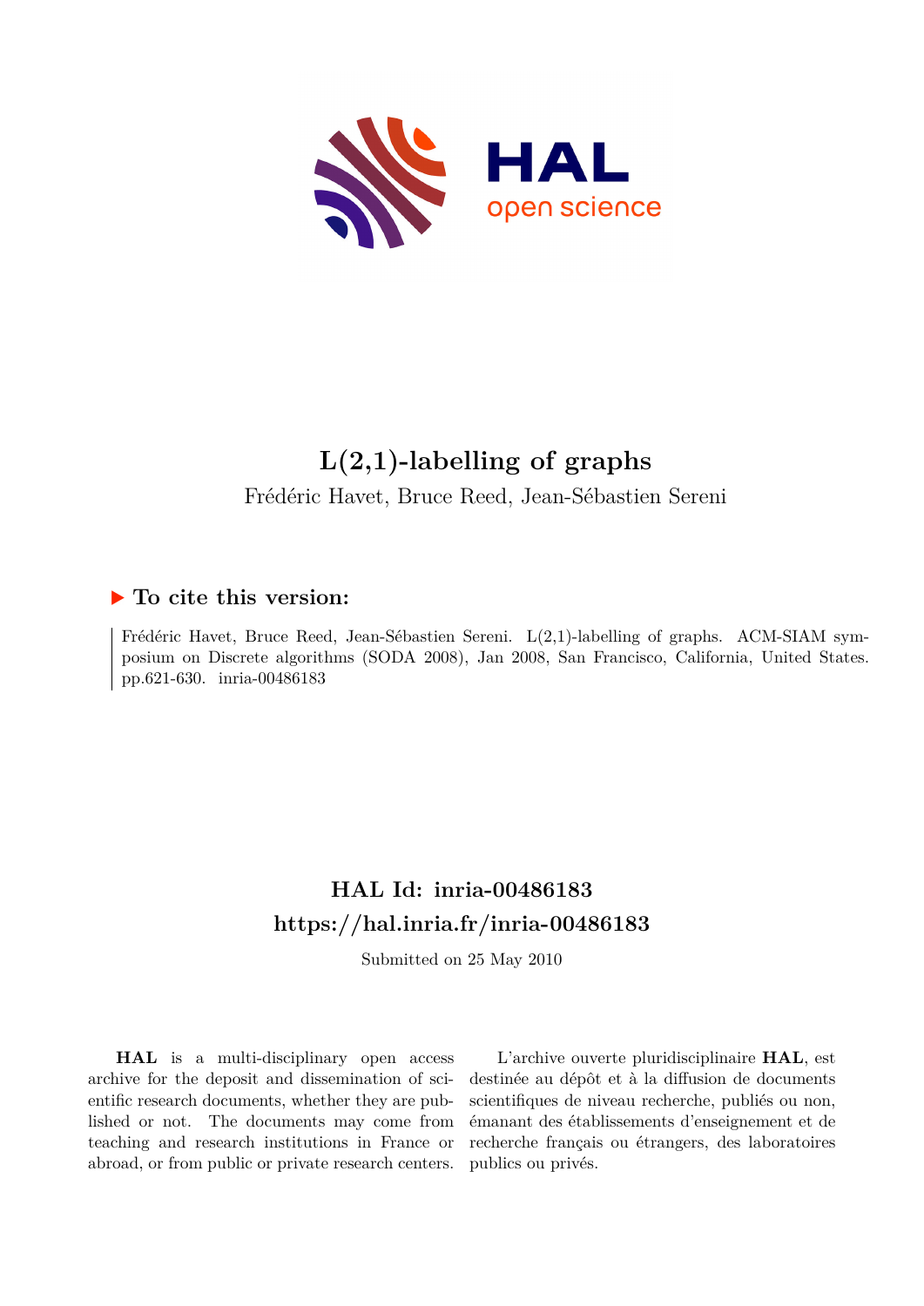# L(2,1)-labelling of graphs

Frédéric Havet, Bruce Reed, Jean-Sébastien Sereni

## ▶ To cite this version:

Frédéric Havet, Bruce Reed, Jean-Sébastien Sereni. L(2,1)-labelling of graphs. ACM-SIAM symposium on Discrete algorithms (SODA 2008), Jan 2008, San Francisco, California, United States. pp.621-630. inria-00486183

## HAL Id: inria-00486183
## https://hal.inria.fr/inria-00486183

Submitted on 25 May 2010

**HAL** is a multi-disciplinary open access archive for the deposit and dissemination of scientific research documents, whether they are published or not. The documents may come from teaching and research institutions in France or abroad, or from public or private research centers.

L'archive ouverte pluridisciplinaire **HAL**, est destinée au dépôt et à la diffusion de documents scientifiques de niveau recherche, publiés ou non, émanant des établissements d'enseignement et de recherche français ou étrangers, des laboratoires publics ou privés.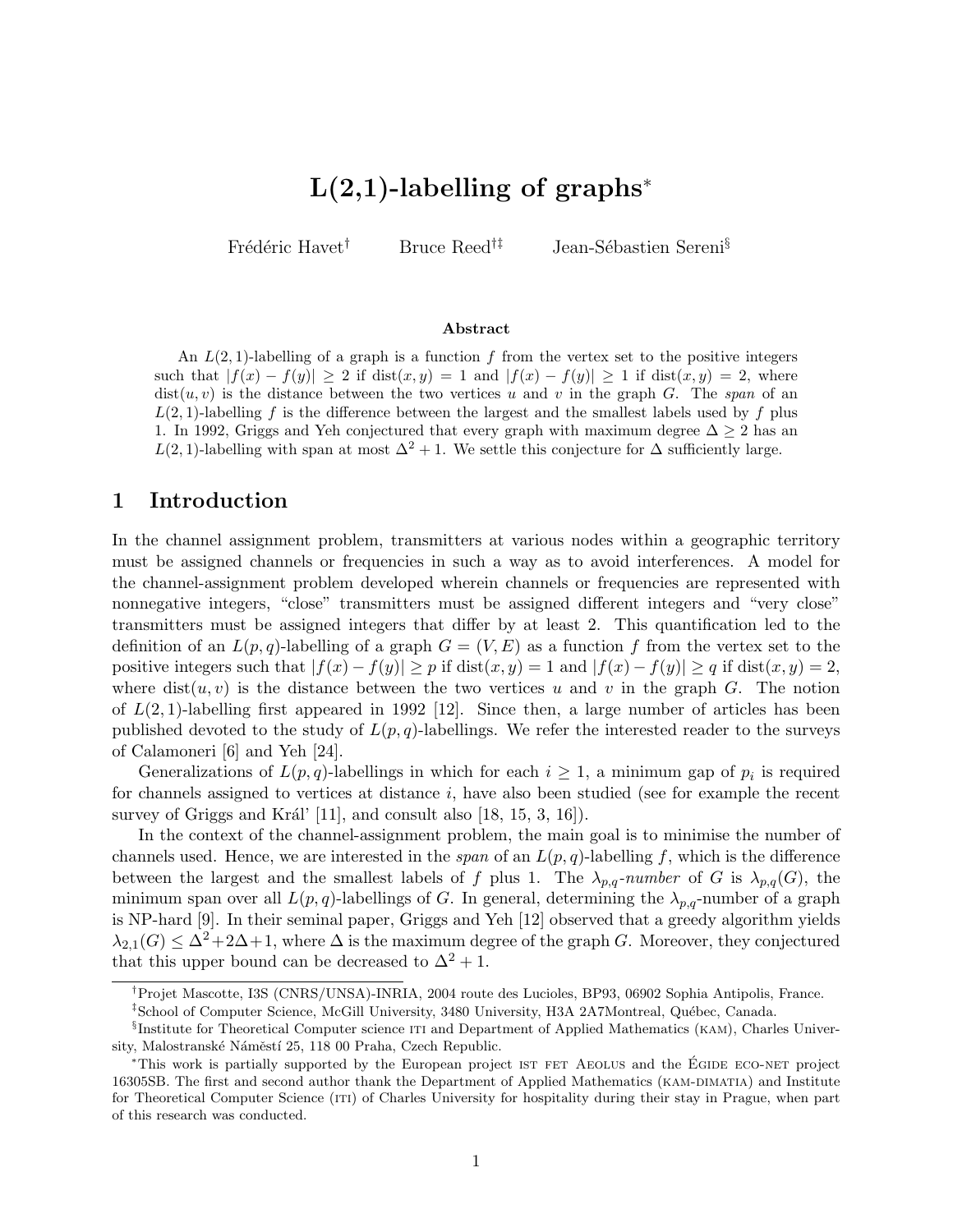# L(2,1)-labelling of graphs*

Frédéric Havet† Bruce Reed†‡ Jean-Sébastien Sereni§

**Abstract**

An $L(2,1)$-labelling of a graph is a function $f$ from the vertex set to the positive integers such that $|f(x) - f(y)| \geq 2$ if $\text{dist}(x,y) = 1$ and $|f(x) - f(y)| \geq 1$ if $\text{dist}(x,y) = 2$, where $\text{dist}(u,v)$ is the distance between the two vertices $u$ and $v$ in the graph $G$. The *span* of an $L(2,1)$-labelling $f$ is the difference between the largest and the smallest labels used by $f$ plus 1. In 1992, Griggs and Yeh conjectured that every graph with maximum degree $\Delta \geq 2$ has an $L(2,1)$-labelling with span at most $\Delta^2 + 1$. We settle this conjecture for $\Delta$ sufficiently large.

## 1 Introduction

In the channel assignment problem, transmitters at various nodes within a geographic territory must be assigned channels or frequencies in such a way as to avoid interferences. A model for the channel-assignment problem developed wherein channels or frequencies are represented with nonnegative integers, "close" transmitters must be assigned different integers and "very close" transmitters must be assigned integers that differ by at least 2. This quantification led to the definition of an $L(p,q)$-labelling of a graph $G = (V, E)$ as a function $f$ from the vertex set to the positive integers such that $|f(x) - f(y)| \geq p$ if $\text{dist}(x,y) = 1$ and $|f(x) - f(y)| \geq q$ if $\text{dist}(x,y) = 2$, where $\text{dist}(u,v)$ is the distance between the two vertices $u$ and $v$ in the graph $G$. The notion of $L(2,1)$-labelling first appeared in 1992 [12]. Since then, a large number of articles has been published devoted to the study of $L(p,q)$-labellings. We refer the interested reader to the surveys of Calamoneri [6] and Yeh [24].

Generalizations of $L(p,q)$-labellings in which for each $i \geq 1$, a minimum gap of $p_i$ is required for channels assigned to vertices at distance $i$, have also been studied (see for example the recent survey of Griggs and Král' [11], and consult also [18, 15, 3, 16]).

In the context of the channel-assignment problem, the main goal is to minimise the number of channels used. Hence, we are interested in the *span* of an $L(p,q)$-labelling $f$, which is the difference between the largest and the smallest labels of $f$ plus 1. The $\lambda_{p,q}$*-number* of $G$ is $\lambda_{p,q}(G)$, the minimum span over all $L(p,q)$-labellings of $G$. In general, determining the $\lambda_{p,q}$-number of a graph is NP-hard [9]. In their seminal paper, Griggs and Yeh [12] observed that a greedy algorithm yields $\lambda_{2,1}(G) \leq \Delta^2 + 2\Delta + 1$, where $\Delta$ is the maximum degree of the graph $G$. Moreover, they conjectured that this upper bound can be decreased to $\Delta^2 + 1$.

†Projet Mascotte, I3S (CNRS/UNSA)-INRIA, 2004 route des Lucioles, BP93, 06902 Sophia Antipolis, France.

‡School of Computer Science, McGill University, 3480 University, H3A 2A7Montreal, Québec, Canada.

§Institute for Theoretical Computer science ITI and Department of Applied Mathematics (KAM), Charles University, Malostranské Náměstí 25, 118 00 Praha, Czech Republic.

*This work is partially supported by the European project IST FET AEOLUS and the ÉGIDE ECO-NET project 16305SB. The first and second author thank the Department of Applied Mathematics (KAM-DIMATIA) and Institute for Theoretical Computer Science (ITI) of Charles University for hospitality during their stay in Prague, when part of this research was conducted.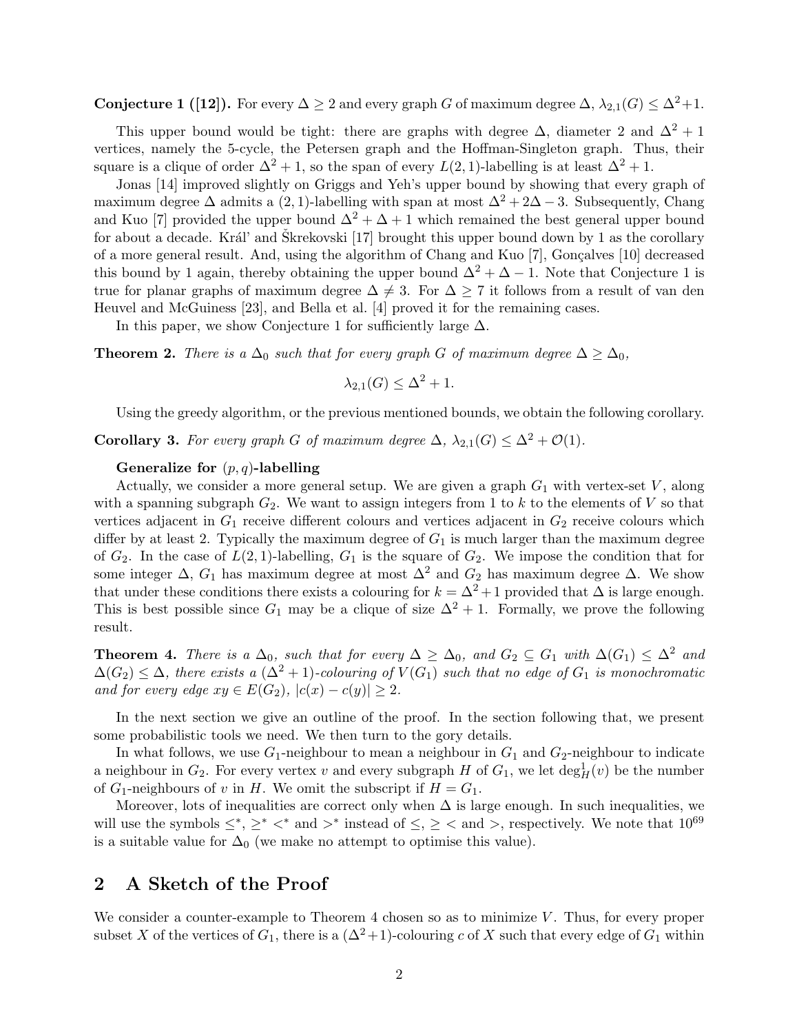**Conjecture 1 ([12]).** For every $\Delta \geq 2$ and every graph $G$ of maximum degree $\Delta$, $\lambda_{2,1}(G) \leq \Delta^2+1$.

This upper bound would be tight: there are graphs with degree $\Delta$, diameter 2 and $\Delta^2 + 1$ vertices, namely the 5-cycle, the Petersen graph and the Hoffman-Singleton graph. Thus, their square is a clique of order $\Delta^2 + 1$, so the span of every $L(2, 1)$-labelling is at least $\Delta^2 + 1$.

Jonas [14] improved slightly on Griggs and Yeh's upper bound by showing that every graph of maximum degree $\Delta$ admits a $(2, 1)$-labelling with span at most $\Delta^2 + 2\Delta - 3$. Subsequently, Chang and Kuo [7] provided the upper bound $\Delta^2 + \Delta + 1$ which remained the best general upper bound for about a decade. Král' and Škrekovski [17] brought this upper bound down by 1 as the corollary of a more general result. And, using the algorithm of Chang and Kuo [7], Gonçalves [10] decreased this bound by 1 again, thereby obtaining the upper bound $\Delta^2 + \Delta - 1$. Note that Conjecture 1 is true for planar graphs of maximum degree $\Delta \neq 3$. For $\Delta \geq 7$ it follows from a result of van den Heuvel and McGuiness [23], and Bella et al. [4] proved it for the remaining cases.

In this paper, we show Conjecture 1 for sufficiently large $\Delta$.

**Theorem 2.** *There is a $\Delta_0$ such that for every graph $G$ of maximum degree $\Delta \geq \Delta_0$,*

$$\lambda_{2,1}(G) \leq \Delta^2 + 1.$$

Using the greedy algorithm, or the previous mentioned bounds, we obtain the following corollary.

**Corollary 3.** *For every graph $G$ of maximum degree $\Delta$, $\lambda_{2,1}(G) \leq \Delta^2 + \mathcal{O}(1)$.*

**Generalize for $(p, q)$-labelling**

Actually, we consider a more general setup. We are given a graph $G_1$ with vertex-set $V$, along with a spanning subgraph $G_2$. We want to assign integers from 1 to $k$ to the elements of $V$ so that vertices adjacent in $G_1$ receive different colours and vertices adjacent in $G_2$ receive colours which differ by at least 2. Typically the maximum degree of $G_1$ is much larger than the maximum degree of $G_2$. In the case of $L(2, 1)$-labelling, $G_1$ is the square of $G_2$. We impose the condition that for some integer $\Delta$, $G_1$ has maximum degree at most $\Delta^2$ and $G_2$ has maximum degree $\Delta$. We show that under these conditions there exists a colouring for $k = \Delta^2+1$ provided that $\Delta$ is large enough. This is best possible since $G_1$ may be a clique of size $\Delta^2 + 1$. Formally, we prove the following result.

**Theorem 4.** *There is a $\Delta_0$, such that for every $\Delta \geq \Delta_0$, and $G_2 \subseteq G_1$ with $\Delta(G_1) \leq \Delta^2$ and $\Delta(G_2) \leq \Delta$, there exists a $(\Delta^2 + 1)$-colouring of $V(G_1)$ such that no edge of $G_1$ is monochromatic and for every edge $xy \in E(G_2)$, $|c(x) - c(y)| \geq 2$.*

In the next section we give an outline of the proof. In the section following that, we present some probabilistic tools we need. We then turn to the gory details.

In what follows, we use $G_1$-neighbour to mean a neighbour in $G_1$ and $G_2$-neighbour to indicate a neighbour in $G_2$. For every vertex $v$ and every subgraph $H$ of $G_1$, we let $\deg^1_H(v)$ be the number of $G_1$-neighbours of $v$ in $H$. We omit the subscript if $H = G_1$.

Moreover, lots of inequalities are correct only when $\Delta$ is large enough. In such inequalities, we will use the symbols $\leq^*$, $\geq^*$ $<^*$ and $>^*$ instead of $\leq$, $\geq$ $<$ and $>$, respectively. We note that $10^{69}$ is a suitable value for $\Delta_0$ (we make no attempt to optimise this value).

## 2 A Sketch of the Proof

We consider a counter-example to Theorem 4 chosen so as to minimize $V$. Thus, for every proper subset $X$ of the vertices of $G_1$, there is a $(\Delta^2+1)$-colouring $c$ of $X$ such that every edge of $G_1$ within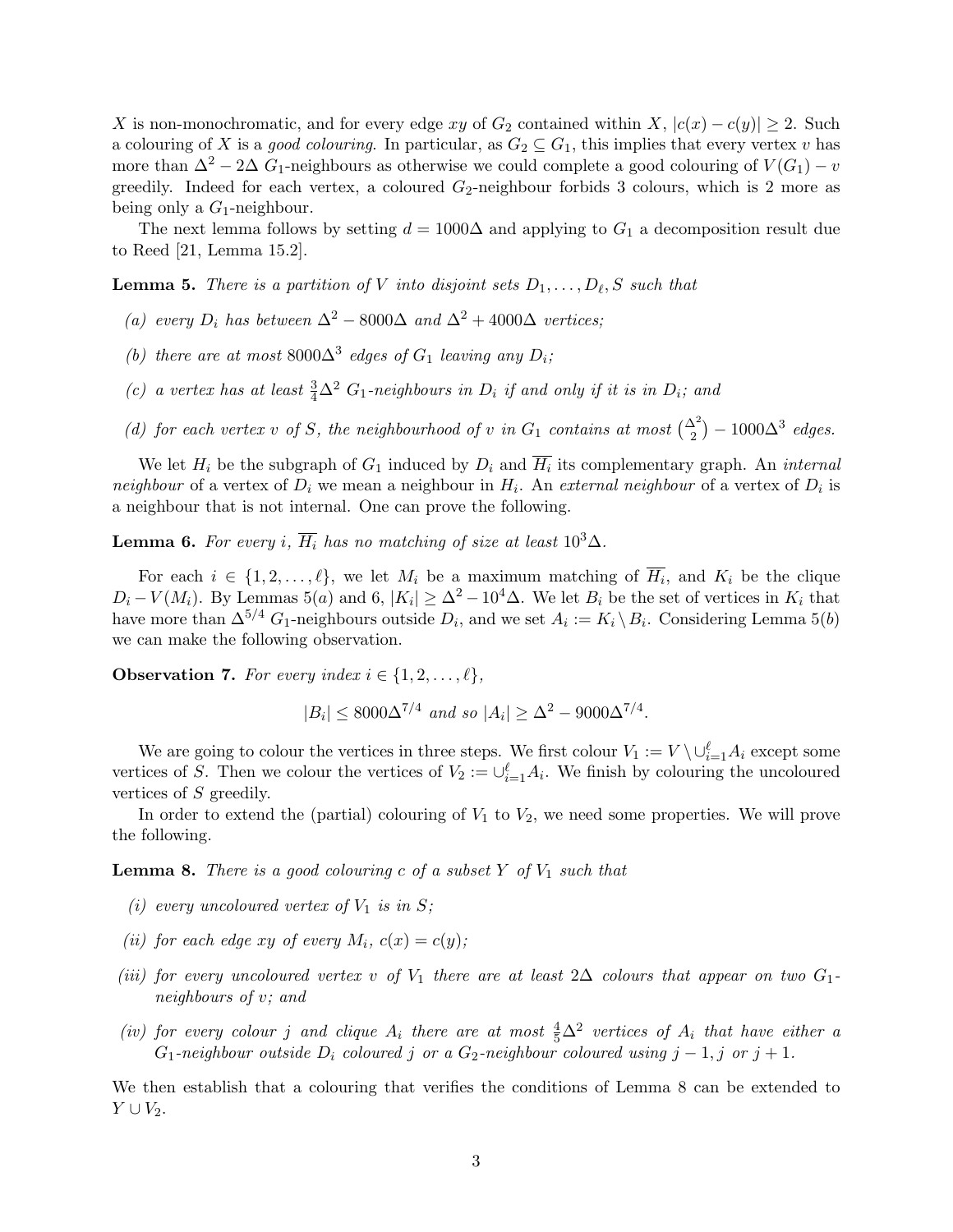$X$ is non-monochromatic, and for every edge $xy$ of $G_2$ contained within $X$, $|c(x) - c(y)| \geq 2$. Such a colouring of $X$ is a *good colouring*. In particular, as $G_2 \subseteq G_1$, this implies that every vertex $v$ has more than $\Delta^2 - 2\Delta$ $G_1$-neighbours as otherwise we could complete a good colouring of $V(G_1) - v$ greedily. Indeed for each vertex, a coloured $G_2$-neighbour forbids 3 colours, which is 2 more as being only a $G_1$-neighbour.

The next lemma follows by setting $d = 1000\Delta$ and applying to $G_1$ a decomposition result due to Reed [21, Lemma 15.2].

**Lemma 5.** *There is a partition of $V$ into disjoint sets $D_1, \ldots, D_\ell, S$ such that*

*(a) every $D_i$ has between $\Delta^2 - 8000\Delta$ and $\Delta^2 + 4000\Delta$ vertices;*

*(b) there are at most $8000\Delta^3$ edges of $G_1$ leaving any $D_i$;*

*(c) a vertex has at least $\frac{3}{4}\Delta^2$ $G_1$-neighbours in $D_i$ if and only if it is in $D_i$; and*

*(d) for each vertex $v$ of $S$, the neighbourhood of $v$ in $G_1$ contains at most $\binom{\Delta^2}{2} - 1000\Delta^3$ edges.*

We let $H_i$ be the subgraph of $G_1$ induced by $D_i$ and $\overline{H_i}$ its complementary graph. An *internal neighbour* of a vertex of $D_i$ we mean a neighbour in $H_i$. An *external neighbour* of a vertex of $D_i$ is a neighbour that is not internal. One can prove the following.

**Lemma 6.** *For every $i$, $\overline{H_i}$ has no matching of size at least $10^3\Delta$.*

For each $i \in \{1, 2, \ldots, \ell\}$, we let $M_i$ be a maximum matching of $\overline{H_i}$, and $K_i$ be the clique $D_i - V(M_i)$. By Lemmas 5$(a)$ and 6, $|K_i| \geq \Delta^2 - 10^4\Delta$. We let $B_i$ be the set of vertices in $K_i$ that have more than $\Delta^{5/4}$ $G_1$-neighbours outside $D_i$, and we set $A_i := K_i \setminus B_i$. Considering Lemma 5$(b)$ we can make the following observation.

**Observation 7.** *For every index $i \in \{1, 2, \ldots, \ell\}$,*

$$|B_i| \leq 8000\Delta^{7/4} \text{ and so } |A_i| \geq \Delta^2 - 9000\Delta^{7/4}.$$

We are going to colour the vertices in three steps. We first colour $V_1 := V \setminus \cup_{i=1}^{\ell} A_i$ except some vertices of $S$. Then we colour the vertices of $V_2 := \cup_{i=1}^{\ell} A_i$. We finish by colouring the uncoloured vertices of $S$ greedily.

In order to extend the (partial) colouring of $V_1$ to $V_2$, we need some properties. We will prove the following.

**Lemma 8.** *There is a good colouring $c$ of a subset $Y$ of $V_1$ such that*

*(i) every uncoloured vertex of $V_1$ is in $S$;*

*(ii) for each edge $xy$ of every $M_i$, $c(x) = c(y)$;*

*(iii) for every uncoloured vertex $v$ of $V_1$ there are at least $2\Delta$ colours that appear on two $G_1$-neighbours of $v$; and*

*(iv) for every colour $j$ and clique $A_i$ there are at most $\frac{4}{5}\Delta^2$ vertices of $A_i$ that have either a $G_1$-neighbour outside $D_i$ coloured $j$ or a $G_2$-neighbour coloured using $j-1, j$ or $j+1$.*

We then establish that a colouring that verifies the conditions of Lemma 8 can be extended to $Y \cup V_2$.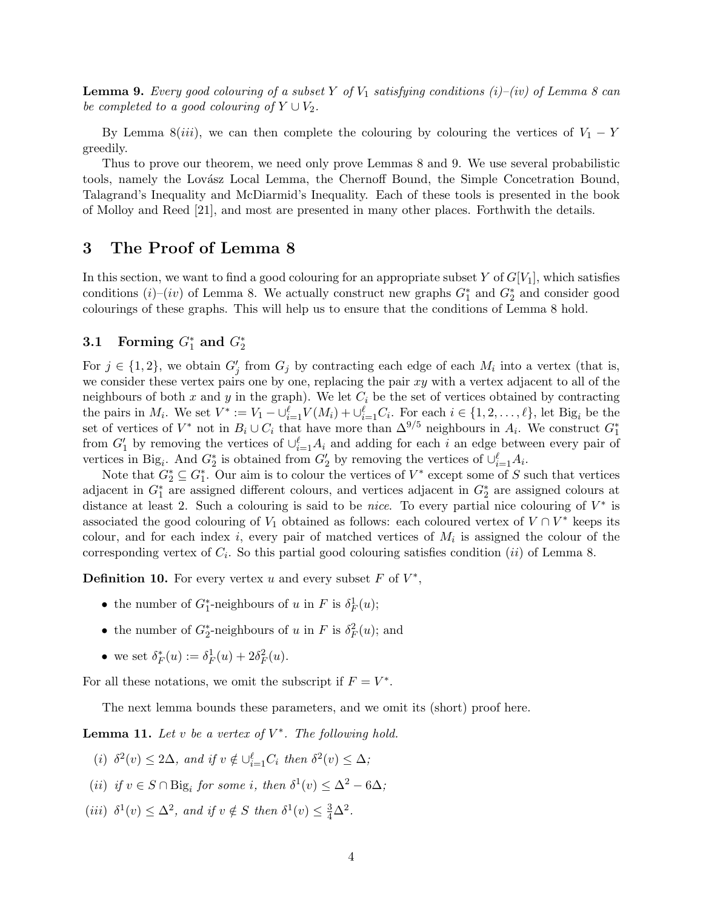**Lemma 9.** *Every good colouring of a subset $Y$ of $V_1$ satisfying conditions (i)–(iv) of Lemma 8 can be completed to a good colouring of $Y \cup V_2$.*

By Lemma 8$(iii)$, we can then complete the colouring by colouring the vertices of $V_1 - Y$ greedily.

Thus to prove our theorem, we need only prove Lemmas 8 and 9. We use several probabilistic tools, namely the Lovász Local Lemma, the Chernoff Bound, the Simple Concetration Bound, Talagrand's Inequality and McDiarmid's Inequality. Each of these tools is presented in the book of Molloy and Reed [21], and most are presented in many other places. Forthwith the details.

# 3 The Proof of Lemma 8

In this section, we want to find a good colouring for an appropriate subset $Y$ of $G[V_1]$, which satisfies conditions $(i)$–$(iv)$ of Lemma 8. We actually construct new graphs $G_1^*$ and $G_2^*$ and consider good colourings of these graphs. This will help us to ensure that the conditions of Lemma 8 hold.

## 3.1 Forming $G_1^*$ and $G_2^*$

For $j \in \{1, 2\}$, we obtain $G'_j$ from $G_j$ by contracting each edge of each $M_i$ into a vertex (that is, we consider these vertex pairs one by one, replacing the pair $xy$ with a vertex adjacent to all of the neighbours of both $x$ and $y$ in the graph). We let $C_i$ be the set of vertices obtained by contracting the pairs in $M_i$. We set $V^* := V_1 - \cup_{i=1}^{\ell} V(M_i) + \cup_{i=1}^{\ell} C_i$. For each $i \in \{1, 2, \ldots, \ell\}$, let $\text{Big}_i$ be the set of vertices of $V^*$ not in $B_i \cup C_i$ that have more than $\Delta^{9/5}$ neighbours in $A_i$. We construct $G_1^*$ from $G'_1$ by removing the vertices of $\cup_{i=1}^{\ell} A_i$ and adding for each $i$ an edge between every pair of vertices in $\text{Big}_i$. And $G_2^*$ is obtained from $G'_2$ by removing the vertices of $\cup_{i=1}^{\ell} A_i$.

Note that $G_2^* \subseteq G_1^*$. Our aim is to colour the vertices of $V^*$ except some of $S$ such that vertices adjacent in $G_1^*$ are assigned different colours, and vertices adjacent in $G_2^*$ are assigned colours at distance at least 2. Such a colouring is said to be *nice*. To every partial nice colouring of $V^*$ is associated the good colouring of $V_1$ obtained as follows: each coloured vertex of $V \cap V^*$ keeps its colour, and for each index $i$, every pair of matched vertices of $M_i$ is assigned the colour of the corresponding vertex of $C_i$. So this partial good colouring satisfies condition $(ii)$ of Lemma 8.

**Definition 10.** For every vertex $u$ and every subset $F$ of $V^*$,

- the number of $G_1^*$-neighbours of $u$ in $F$ is $\delta_F^1(u)$;
- the number of $G_2^*$-neighbours of $u$ in $F$ is $\delta_F^2(u)$; and
- we set $\delta_F^*(u) := \delta_F^1(u) + 2\delta_F^2(u)$.

For all these notations, we omit the subscript if $F = V^*$.

The next lemma bounds these parameters, and we omit its (short) proof here.

**Lemma 11.** *Let $v$ be a vertex of $V^*$. The following hold.*

*(i)* $\delta^2(v) \leq 2\Delta$*, and if* $v \notin \cup_{i=1}^{\ell} C_i$ *then* $\delta^2(v) \leq \Delta$*;*

*(ii)* *if* $v \in S \cap \text{Big}_i$ *for some* $i$*, then* $\delta^1(v) \leq \Delta^2 - 6\Delta$*;*

*(iii)* $\delta^1(v) \leq \Delta^2$*, and if* $v \notin S$ *then* $\delta^1(v) \leq \frac{3}{4}\Delta^2$*.*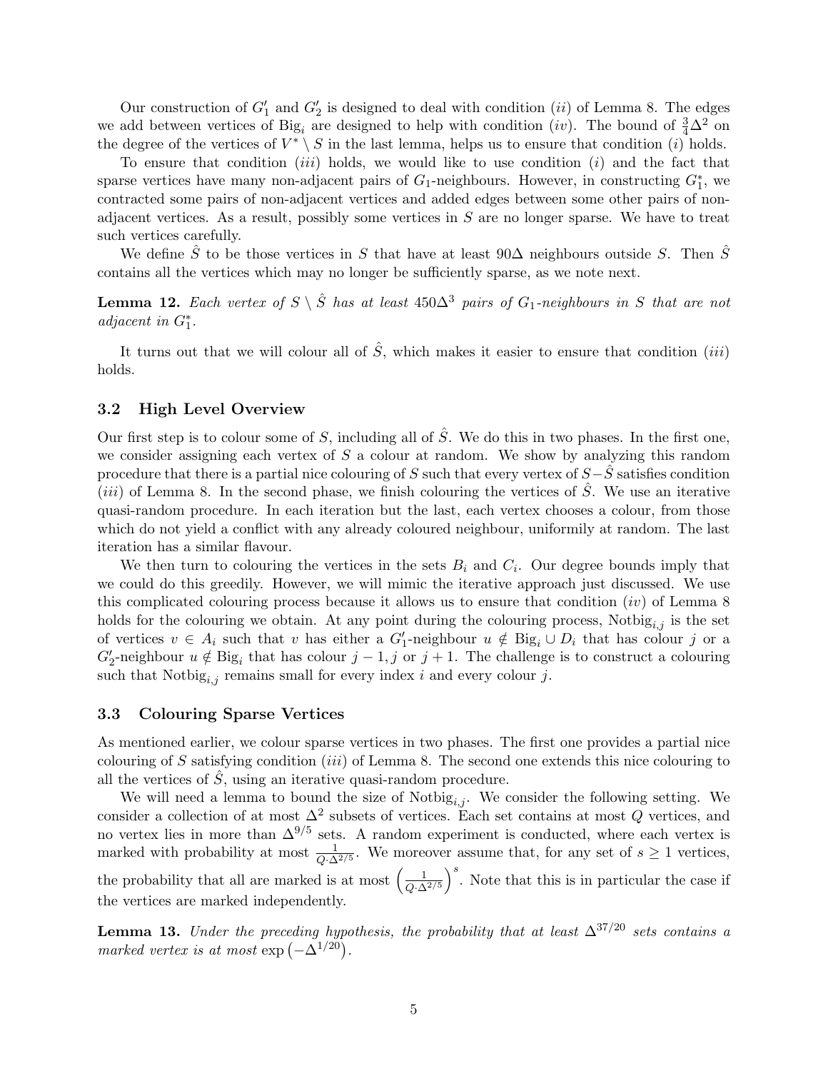Our construction of $G_1'$ and $G_2'$ is designed to deal with condition $(ii)$ of Lemma 8. The edges we add between vertices of $\text{Big}_i$ are designed to help with condition $(iv)$. The bound of $\frac{3}{4}\Delta^2$ on the degree of the vertices of $V^* \setminus S$ in the last lemma, helps us to ensure that condition $(i)$ holds.

To ensure that condition $(iii)$ holds, we would like to use condition $(i)$ and the fact that sparse vertices have many non-adjacent pairs of $G_1$-neighbours. However, in constructing $G_1^*$, we contracted some pairs of non-adjacent vertices and added edges between some other pairs of non-adjacent vertices. As a result, possibly some vertices in $S$ are no longer sparse. We have to treat such vertices carefully.

We define $\hat{S}$ to be those vertices in $S$ that have at least $90\Delta$ neighbours outside $S$. Then $\hat{S}$ contains all the vertices which may no longer be sufficiently sparse, as we note next.

**Lemma 12.** *Each vertex of $S \setminus \hat{S}$ has at least $450\Delta^3$ pairs of $G_1$-neighbours in $S$ that are not adjacent in $G_1^*$.*

It turns out that we will colour all of $\hat{S}$, which makes it easier to ensure that condition $(iii)$ holds.

### 3.2 High Level Overview

Our first step is to colour some of $S$, including all of $\hat{S}$. We do this in two phases. In the first one, we consider assigning each vertex of $S$ a colour at random. We show by analyzing this random procedure that there is a partial nice colouring of $S$ such that every vertex of $S - \hat{S}$ satisfies condition $(iii)$ of Lemma 8. In the second phase, we finish colouring the vertices of $\hat{S}$. We use an iterative quasi-random procedure. In each iteration but the last, each vertex chooses a colour, from those which do not yield a conflict with any already coloured neighbour, uniformily at random. The last iteration has a similar flavour.

We then turn to colouring the vertices in the sets $B_i$ and $C_i$. Our degree bounds imply that we could do this greedily. However, we will mimic the iterative approach just discussed. We use this complicated colouring process because it allows us to ensure that condition $(iv)$ of Lemma 8 holds for the colouring we obtain. At any point during the colouring process, $\text{Notbig}_{i,j}$ is the set of vertices $v \in A_i$ such that $v$ has either a $G_1'$-neighbour $u \notin \text{Big}_i \cup D_i$ that has colour $j$ or a $G_2'$-neighbour $u \notin \text{Big}_i$ that has colour $j-1, j$ or $j+1$. The challenge is to construct a colouring such that $\text{Notbig}_{i,j}$ remains small for every index $i$ and every colour $j$.

### 3.3 Colouring Sparse Vertices

As mentioned earlier, we colour sparse vertices in two phases. The first one provides a partial nice colouring of $S$ satisfying condition $(iii)$ of Lemma 8. The second one extends this nice colouring to all the vertices of $\hat{S}$, using an iterative quasi-random procedure.

We will need a lemma to bound the size of $\text{Notbig}_{i,j}$. We consider the following setting. We consider a collection of at most $\Delta^2$ subsets of vertices. Each set contains at most $Q$ vertices, and no vertex lies in more than $\Delta^{9/5}$ sets. A random experiment is conducted, where each vertex is marked with probability at most $\frac{1}{Q \cdot \Delta^{2/5}}$. We moreover assume that, for any set of $s \geq 1$ vertices, the probability that all are marked is at most $\left(\frac{1}{Q \cdot \Delta^{2/5}}\right)^s$. Note that this is in particular the case if the vertices are marked independently.

**Lemma 13.** *Under the preceding hypothesis, the probability that at least $\Delta^{37/20}$ sets contains a marked vertex is at most $\exp\left(-\Delta^{1/20}\right)$.*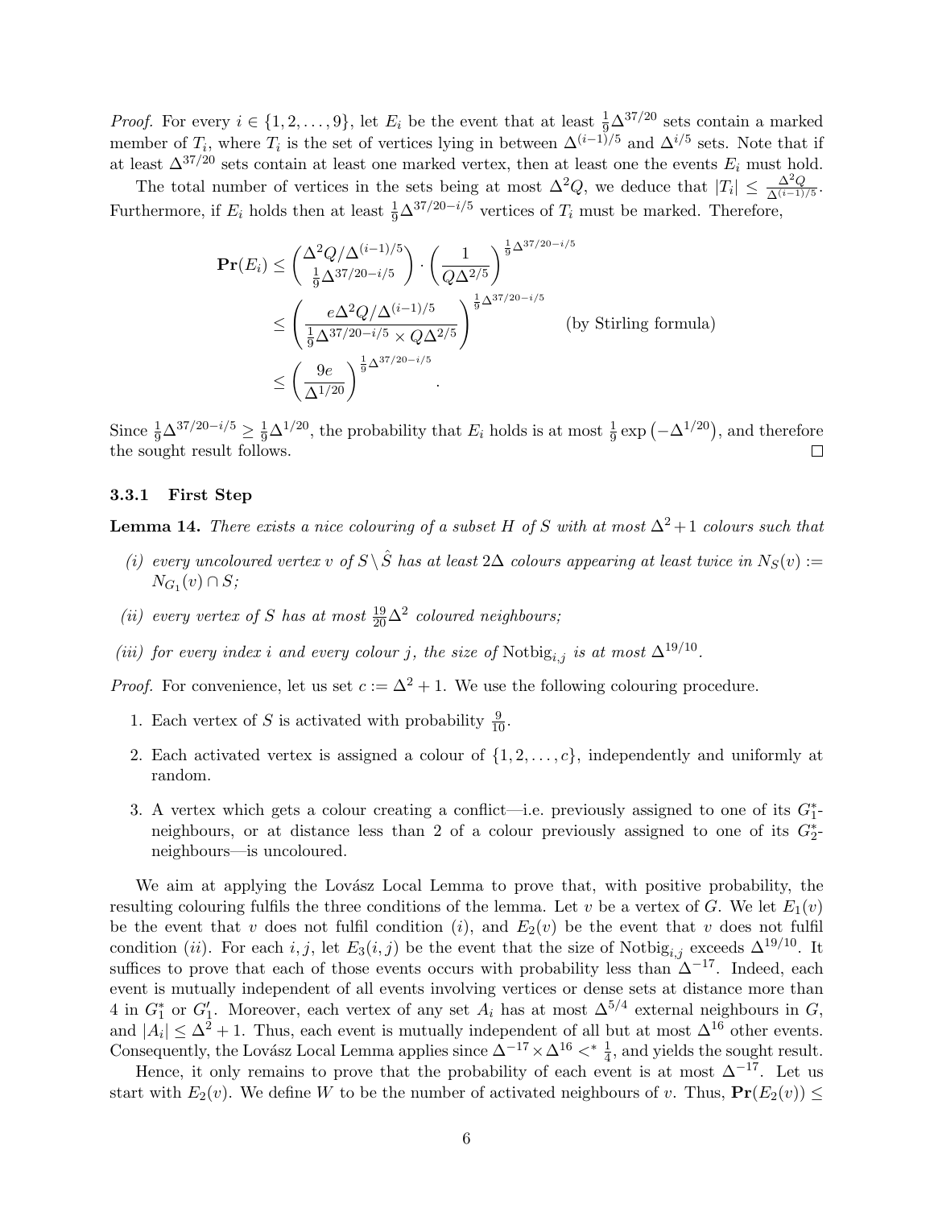*Proof.* For every $i \in \{1, 2, \ldots, 9\}$, let $E_i$ be the event that at least $\frac{1}{9}\Delta^{37/20}$ sets contain a marked member of $T_i$, where $T_i$ is the set of vertices lying in between $\Delta^{(i-1)/5}$ and $\Delta^{i/5}$ sets. Note that if at least $\Delta^{37/20}$ sets contain at least one marked vertex, then at least one the events $E_i$ must hold.

The total number of vertices in the sets being at most $\Delta^2 Q$, we deduce that $|T_i| \le \frac{\Delta^2 Q}{\Delta^{(i-1)/5}}$. Furthermore, if $E_i$ holds then at least $\frac{1}{9}\Delta^{37/20-i/5}$ vertices of $T_i$ must be marked. Therefore,

$$\begin{aligned}
\mathbf{Pr}(E_i) &\le \binom{\Delta^2 Q/\Delta^{(i-1)/5}}{\frac{1}{9}\Delta^{37/20-i/5}} \cdot \left(\frac{1}{Q\Delta^{2/5}}\right)^{\frac{1}{9}\Delta^{37/20-i/5}} \\
&\le \left(\frac{e\Delta^2 Q/\Delta^{(i-1)/5}}{\frac{1}{9}\Delta^{37/20-i/5} \times Q\Delta^{2/5}}\right)^{\frac{1}{9}\Delta^{37/20-i/5}} \qquad \text{(by Stirling formula)} \\
&\le \left(\frac{9e}{\Delta^{1/20}}\right)^{\frac{1}{9}\Delta^{37/20-i/5}}.
\end{aligned}$$

Since $\frac{1}{9}\Delta^{37/20-i/5} \ge \frac{1}{9}\Delta^{1/20}$, the probability that $E_i$ holds is at most $\frac{1}{9}\exp\left(-\Delta^{1/20}\right)$, and therefore the sought result follows. $\square$

### 3.3.1 First Step

**Lemma 14.** *There exists a nice colouring of a subset $H$ of $S$ with at most $\Delta^2+1$ colours such that*

*(i) every uncoloured vertex $v$ of $S \setminus \hat{S}$ has at least $2\Delta$ colours appearing at least twice in $N_S(v) := N_{G_1}(v) \cap S$;*

*(ii) every vertex of $S$ has at most $\frac{19}{20}\Delta^2$ coloured neighbours;*

*(iii) for every index $i$ and every colour $j$, the size of $\mathrm{Notbig}_{i,j}$ is at most $\Delta^{19/10}$.*

*Proof.* For convenience, let us set $c := \Delta^2 + 1$. We use the following colouring procedure.

1. Each vertex of $S$ is activated with probability $\frac{9}{10}$.
2. Each activated vertex is assigned a colour of $\{1, 2, \ldots, c\}$, independently and uniformly at random.
3. A vertex which gets a colour creating a conflict—i.e. previously assigned to one of its $G_1^*$-neighbours, or at distance less than 2 of a colour previously assigned to one of its $G_2^*$-neighbours—is uncoloured.

We aim at applying the Lovász Local Lemma to prove that, with positive probability, the resulting colouring fulfils the three conditions of the lemma. Let $v$ be a vertex of $G$. We let $E_1(v)$ be the event that $v$ does not fulfil condition $(i)$, and $E_2(v)$ be the event that $v$ does not fulfil condition $(ii)$. For each $i, j$, let $E_3(i,j)$ be the event that the size of $\mathrm{Notbig}_{i,j}$ exceeds $\Delta^{19/10}$. It suffices to prove that each of those events occurs with probability less than $\Delta^{-17}$. Indeed, each event is mutually independent of all events involving vertices or dense sets at distance more than 4 in $G_1^*$ or $G_1'$. Moreover, each vertex of any set $A_i$ has at most $\Delta^{5/4}$ external neighbours in $G$, and $|A_i| \le \Delta^2 + 1$. Thus, each event is mutually independent of all but at most $\Delta^{16}$ other events. Consequently, the Lovász Local Lemma applies since $\Delta^{-17} \times \Delta^{16} <^* \frac{1}{4}$, and yields the sought result.

Hence, it only remains to prove that the probability of each event is at most $\Delta^{-17}$. Let us start with $E_2(v)$. We define $W$ to be the number of activated neighbours of $v$. Thus, $\mathbf{Pr}(E_2(v)) \le$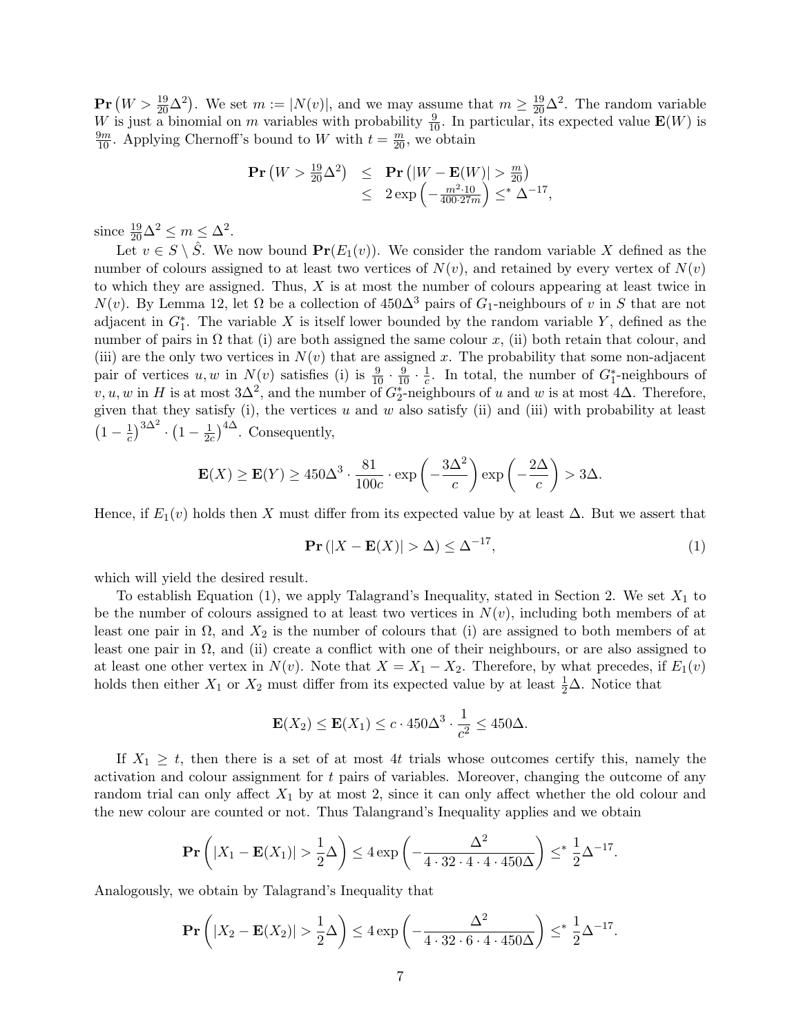$\mathbf{Pr}\left(W > \frac{19}{20}\Delta^2\right)$. We set $m := |N(v)|$, and we may assume that $m \geq \frac{19}{20}\Delta^2$. The random variable $W$ is just a binomial on $m$ variables with probability $\frac{9}{10}$. In particular, its expected value $\mathbf{E}(W)$ is $\frac{9m}{10}$. Applying Chernoff's bound to $W$ with $t = \frac{m}{20}$, we obtain

$$\begin{aligned}\mathbf{Pr}\left(W > \tfrac{19}{20}\Delta^2\right) &\leq \mathbf{Pr}\left(|W - \mathbf{E}(W)| > \tfrac{m}{20}\right) \\ &\leq 2\exp\left(-\tfrac{m^2 \cdot 10}{400 \cdot 27m}\right) \leq^* \Delta^{-17},\end{aligned}$$

since $\frac{19}{20}\Delta^2 \leq m \leq \Delta^2$.

Let $v \in S \setminus \hat{S}$. We now bound $\mathbf{Pr}(E_1(v))$. We consider the random variable $X$ defined as the number of colours assigned to at least two vertices of $N(v)$, and retained by every vertex of $N(v)$ to which they are assigned. Thus, $X$ is at most the number of colours appearing at least twice in $N(v)$. By Lemma 12, let $\Omega$ be a collection of $450\Delta^3$ pairs of $G_1$-neighbours of $v$ in $S$ that are not adjacent in $G_1^*$. The variable $X$ is itself lower bounded by the random variable $Y$, defined as the number of pairs in $\Omega$ that (i) are both assigned the same colour $x$, (ii) both retain that colour, and (iii) are the only two vertices in $N(v)$ that are assigned $x$. The probability that some non-adjacent pair of vertices $u, w$ in $N(v)$ satisfies (i) is $\frac{9}{10} \cdot \frac{9}{10} \cdot \frac{1}{c}$. In total, the number of $G_1^*$-neighbours of $v, u, w$ in $H$ is at most $3\Delta^2$, and the number of $G_2^*$-neighbours of $u$ and $w$ is at most $4\Delta$. Therefore, given that they satisfy (i), the vertices $u$ and $w$ also satisfy (ii) and (iii) with probability at least $\left(1 - \frac{1}{c}\right)^{3\Delta^2} \cdot \left(1 - \frac{1}{2c}\right)^{4\Delta}$. Consequently,

$$\mathbf{E}(X) \geq \mathbf{E}(Y) \geq 450\Delta^3 \cdot \frac{81}{100c} \cdot \exp\left(-\frac{3\Delta^2}{c}\right)\exp\left(-\frac{2\Delta}{c}\right) > 3\Delta.$$

Hence, if $E_1(v)$ holds then $X$ must differ from its expected value by at least $\Delta$. But we assert that

$$\mathbf{Pr}\left(|X - \mathbf{E}(X)| > \Delta\right) \leq \Delta^{-17}, \tag{1}$$

which will yield the desired result.

To establish Equation (1), we apply Talagrand's Inequality, stated in Section 2. We set $X_1$ to be the number of colours assigned to at least two vertices in $N(v)$, including both members of at least one pair in $\Omega$, and $X_2$ is the number of colours that (i) are assigned to both members of at least one pair in $\Omega$, and (ii) create a conflict with one of their neighbours, or are also assigned to at least one other vertex in $N(v)$. Note that $X = X_1 - X_2$. Therefore, by what precedes, if $E_1(v)$ holds then either $X_1$ or $X_2$ must differ from its expected value by at least $\frac{1}{2}\Delta$. Notice that

$$\mathbf{E}(X_2) \leq \mathbf{E}(X_1) \leq c \cdot 450\Delta^3 \cdot \frac{1}{c^2} \leq 450\Delta.$$

If $X_1 \geq t$, then there is a set of at most $4t$ trials whose outcomes certify this, namely the activation and colour assignment for $t$ pairs of variables. Moreover, changing the outcome of any random trial can only affect $X_1$ by at most 2, since it can only affect whether the old colour and the new colour are counted or not. Thus Talangrand's Inequality applies and we obtain

$$\mathbf{Pr}\left(|X_1 - \mathbf{E}(X_1)| > \frac{1}{2}\Delta\right) \leq 4\exp\left(-\frac{\Delta^2}{4 \cdot 32 \cdot 4 \cdot 4 \cdot 450\Delta}\right) \leq^* \frac{1}{2}\Delta^{-17}.$$

Analogously, we obtain by Talagrand's Inequality that

$$\mathbf{Pr}\left(|X_2 - \mathbf{E}(X_2)| > \frac{1}{2}\Delta\right) \leq 4\exp\left(-\frac{\Delta^2}{4 \cdot 32 \cdot 6 \cdot 4 \cdot 450\Delta}\right) \leq^* \frac{1}{2}\Delta^{-17}.$$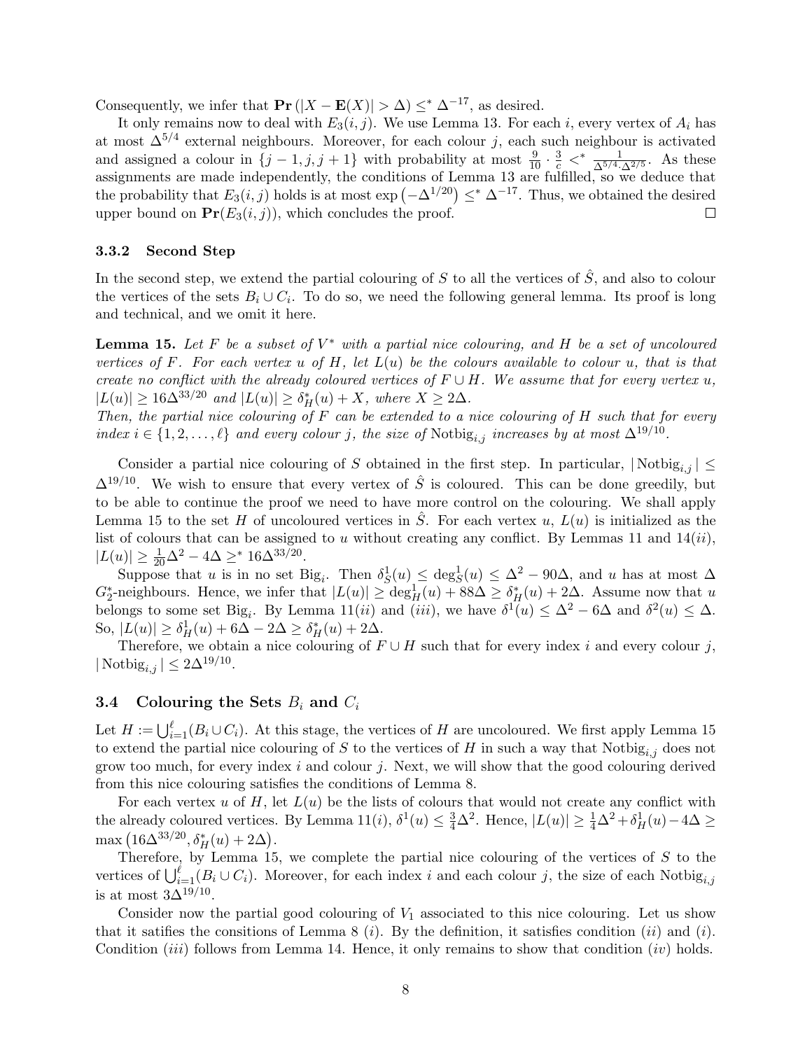Consequently, we infer that $\mathbf{Pr}(|X - \mathbf{E}(X)| > \Delta) \leq^* \Delta^{-17}$, as desired.

It only remains now to deal with $E_3(i,j)$. We use Lemma 13. For each $i$, every vertex of $A_i$ has at most $\Delta^{5/4}$ external neighbours. Moreover, for each colour $j$, each such neighbour is activated and assigned a colour in $\{j-1, j, j+1\}$ with probability at most $\frac{9}{10} \cdot \frac{3}{c} <^* \frac{1}{\Delta^{5/4} \cdot \Delta^{2/5}}$. As these assignments are made independently, the conditions of Lemma 13 are fulfilled, so we deduce that the probability that $E_3(i,j)$ holds is at most $\exp\left(-\Delta^{1/20}\right) \leq^* \Delta^{-17}$. Thus, we obtained the desired upper bound on $\mathbf{Pr}(E_3(i,j))$, which concludes the proof. □

#### 3.3.2 Second Step

In the second step, we extend the partial colouring of $S$ to all the vertices of $\hat{S}$, and also to colour the vertices of the sets $B_i \cup C_i$. To do so, we need the following general lemma. Its proof is long and technical, and we omit it here.

**Lemma 15.** *Let $F$ be a subset of $V^*$ with a partial nice colouring, and $H$ be a set of uncoloured vertices of $F$. For each vertex $u$ of $H$, let $L(u)$ be the colours available to colour $u$, that is that create no conflict with the already coloured vertices of $F \cup H$. We assume that for every vertex $u$, $|L(u)| \geq 16\Delta^{33/20}$ and $|L(u)| \geq \delta^*_H(u) + X$, where $X \geq 2\Delta$.*
*Then, the partial nice colouring of $F$ can be extended to a nice colouring of $H$ such that for every index $i \in \{1, 2, \ldots, \ell\}$ and every colour $j$, the size of $\mathrm{Notbig}_{i,j}$ increases by at most $\Delta^{19/10}$.*

Consider a partial nice colouring of $S$ obtained in the first step. In particular, $|\mathrm{Notbig}_{i,j}| \leq \Delta^{19/10}$. We wish to ensure that every vertex of $\hat{S}$ is coloured. This can be done greedily, but to be able to continue the proof we need to have more control on the colouring. We shall apply Lemma 15 to the set $H$ of uncoloured vertices in $\hat{S}$. For each vertex $u$, $L(u)$ is initialized as the list of colours that can be assigned to $u$ without creating any conflict. By Lemmas 11 and 14$(ii)$, $|L(u)| \geq \frac{1}{20}\Delta^2 - 4\Delta \geq^* 16\Delta^{33/20}$.

Suppose that $u$ is in no set $\mathrm{Big}_i$. Then $\delta^1_S(u) \leq \deg^1_S(u) \leq \Delta^2 - 90\Delta$, and $u$ has at most $\Delta$ $G^*_2$-neighbours. Hence, we infer that $|L(u)| \geq \deg^1_H(u) + 88\Delta \geq \delta^*_H(u) + 2\Delta$. Assume now that $u$ belongs to some set $\mathrm{Big}_i$. By Lemma 11$(ii)$ and $(iii)$, we have $\delta^1(u) \leq \Delta^2 - 6\Delta$ and $\delta^2(u) \leq \Delta$. So, $|L(u)| \geq \delta^1_H(u) + 6\Delta - 2\Delta \geq \delta^*_H(u) + 2\Delta$.

Therefore, we obtain a nice colouring of $F \cup H$ such that for every index $i$ and every colour $j$, $|\mathrm{Notbig}_{i,j}| \leq 2\Delta^{19/10}$.

### 3.4 Colouring the Sets $B_i$ and $C_i$

Let $H := \bigcup_{i=1}^{\ell}(B_i \cup C_i)$. At this stage, the vertices of $H$ are uncoloured. We first apply Lemma 15 to extend the partial nice colouring of $S$ to the vertices of $H$ in such a way that $\mathrm{Notbig}_{i,j}$ does not grow too much, for every index $i$ and colour $j$. Next, we will show that the good colouring derived from this nice colouring satisfies the conditions of Lemma 8.

For each vertex $u$ of $H$, let $L(u)$ be the lists of colours that would not create any conflict with the already coloured vertices. By Lemma 11$(i)$, $\delta^1(u) \leq \frac{3}{4}\Delta^2$. Hence, $|L(u)| \geq \frac{1}{4}\Delta^2 + \delta^1_H(u) - 4\Delta \geq \max\left(16\Delta^{33/20}, \delta^*_H(u) + 2\Delta\right)$.

Therefore, by Lemma 15, we complete the partial nice colouring of the vertices of $S$ to the vertices of $\bigcup_{i=1}^{\ell}(B_i \cup C_i)$. Moreover, for each index $i$ and each colour $j$, the size of each $\mathrm{Notbig}_{i,j}$ is at most $3\Delta^{19/10}$.

Consider now the partial good colouring of $V_1$ associated to this nice colouring. Let us show that it satifies the consitions of Lemma 8 $(i)$. By the definition, it satisfies condition $(ii)$ and $(i)$. Condition $(iii)$ follows from Lemma 14. Hence, it only remains to show that condition $(iv)$ holds.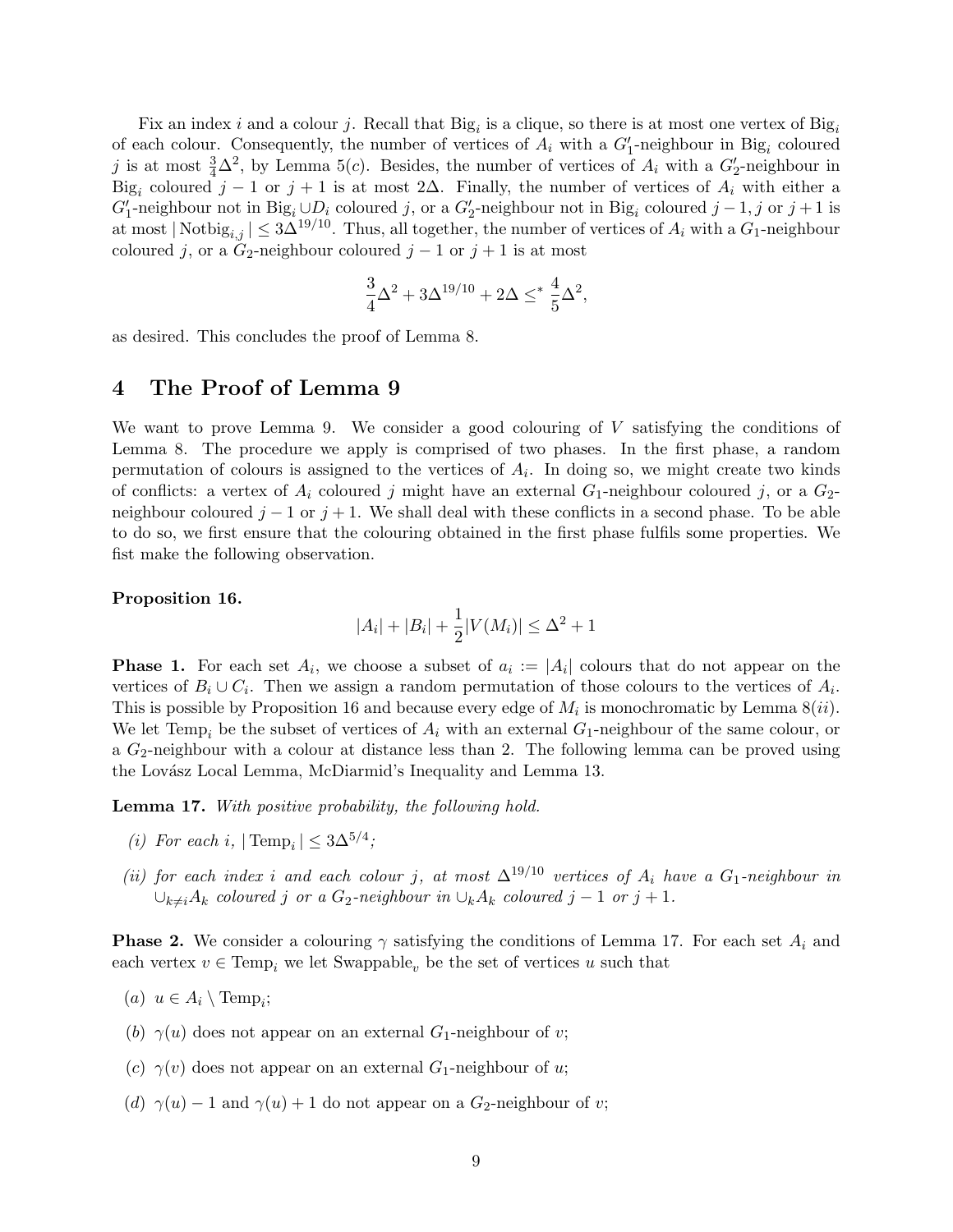Fix an index $i$ and a colour $j$. Recall that $\mathrm{Big}_i$ is a clique, so there is at most one vertex of $\mathrm{Big}_i$ of each colour. Consequently, the number of vertices of $A_i$ with a $G_1'$-neighbour in $\mathrm{Big}_i$ coloured $j$ is at most $\frac{3}{4}\Delta^2$, by Lemma 5(*c*). Besides, the number of vertices of $A_i$ with a $G_2'$-neighbour in $\mathrm{Big}_i$ coloured $j-1$ or $j+1$ is at most $2\Delta$. Finally, the number of vertices of $A_i$ with either a $G_1'$-neighbour not in $\mathrm{Big}_i \cup D_i$ coloured $j$, or a $G_2'$-neighbour not in $\mathrm{Big}_i$ coloured $j-1, j$ or $j+1$ is at most $|\,\mathrm{Notbig}_{i,j}\,| \leq 3\Delta^{19/10}$. Thus, all together, the number of vertices of $A_i$ with a $G_1$-neighbour coloured $j$, or a $G_2$-neighbour coloured $j-1$ or $j+1$ is at most

$$\frac{3}{4}\Delta^2 + 3\Delta^{19/10} + 2\Delta \leq^* \frac{4}{5}\Delta^2,$$

as desired. This concludes the proof of Lemma 8.

# 4 The Proof of Lemma 9

We want to prove Lemma 9. We consider a good colouring of $V$ satisfying the conditions of Lemma 8. The procedure we apply is comprised of two phases. In the first phase, a random permutation of colours is assigned to the vertices of $A_i$. In doing so, we might create two kinds of conflicts: a vertex of $A_i$ coloured $j$ might have an external $G_1$-neighbour coloured $j$, or a $G_2$-neighbour coloured $j-1$ or $j+1$. We shall deal with these conflicts in a second phase. To be able to do so, we first ensure that the colouring obtained in the first phase fulfils some properties. We fist make the following observation.

**Proposition 16.**

$$|A_i| + |B_i| + \frac{1}{2}|V(M_i)| \leq \Delta^2 + 1$$

**Phase 1.** For each set $A_i$, we choose a subset of $a_i := |A_i|$ colours that do not appear on the vertices of $B_i \cup C_i$. Then we assign a random permutation of those colours to the vertices of $A_i$. This is possible by Proposition 16 and because every edge of $M_i$ is monochromatic by Lemma 8(*ii*). We let $\mathrm{Temp}_i$ be the subset of vertices of $A_i$ with an external $G_1$-neighbour of the same colour, or a $G_2$-neighbour with a colour at distance less than 2. The following lemma can be proved using the Lovász Local Lemma, McDiarmid's Inequality and Lemma 13.

**Lemma 17.** *With positive probability, the following hold.*

- *(i) For each $i$, $|\,\mathrm{Temp}_i\,| \leq 3\Delta^{5/4}$;*
- *(ii) for each index $i$ and each colour $j$, at most $\Delta^{19/10}$ vertices of $A_i$ have a $G_1$-neighbour in $\cup_{k\neq i} A_k$ coloured $j$ or a $G_2$-neighbour in $\cup_k A_k$ coloured $j-1$ or $j+1$.*

**Phase 2.** We consider a colouring $\gamma$ satisfying the conditions of Lemma 17. For each set $A_i$ and each vertex $v \in \mathrm{Temp}_i$ we let $\mathrm{Swappable}_v$ be the set of vertices $u$ such that

- (*a*) $u \in A_i \setminus \mathrm{Temp}_i$;
- (*b*) $\gamma(u)$ does not appear on an external $G_1$-neighbour of $v$;
- (*c*) $\gamma(v)$ does not appear on an external $G_1$-neighbour of $u$;
- (*d*) $\gamma(u) - 1$ and $\gamma(u) + 1$ do not appear on a $G_2$-neighbour of $v$;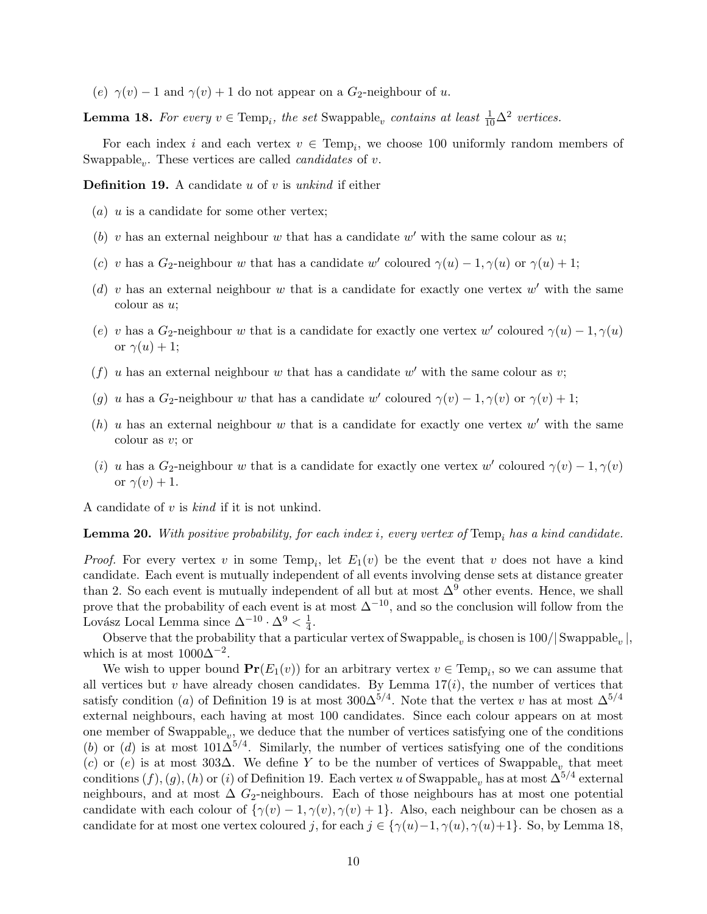(e) $\gamma(v)-1$ and $\gamma(v)+1$ do not appear on a $G_2$-neighbour of $u$.

**Lemma 18.** *For every $v \in \mathrm{Temp}_i$, the set $\mathrm{Swappable}_v$ contains at least $\frac{1}{10}\Delta^2$ vertices.*

For each index $i$ and each vertex $v \in \mathrm{Temp}_i$, we choose 100 uniformly random members of $\mathrm{Swappable}_v$. These vertices are called *candidates* of $v$.

**Definition 19.** A candidate $u$ of $v$ is *unkind* if either

- (a) $u$ is a candidate for some other vertex;
- (b) $v$ has an external neighbour $w$ that has a candidate $w'$ with the same colour as $u$;
- (c) $v$ has a $G_2$-neighbour $w$ that has a candidate $w'$ coloured $\gamma(u)-1, \gamma(u)$ or $\gamma(u)+1$;
- (d) $v$ has an external neighbour $w$ that is a candidate for exactly one vertex $w'$ with the same colour as $u$;
- (e) $v$ has a $G_2$-neighbour $w$ that is a candidate for exactly one vertex $w'$ coloured $\gamma(u)-1, \gamma(u)$ or $\gamma(u)+1$;
- (f) $u$ has an external neighbour $w$ that has a candidate $w'$ with the same colour as $v$;
- (g) $u$ has a $G_2$-neighbour $w$ that has a candidate $w'$ coloured $\gamma(v)-1, \gamma(v)$ or $\gamma(v)+1$;
- (h) $u$ has an external neighbour $w$ that is a candidate for exactly one vertex $w'$ with the same colour as $v$; or
- (i) $u$ has a $G_2$-neighbour $w$ that is a candidate for exactly one vertex $w'$ coloured $\gamma(v)-1, \gamma(v)$ or $\gamma(v)+1$.

A candidate of $v$ is *kind* if it is not unkind.

**Lemma 20.** *With positive probability, for each index $i$, every vertex of $\mathrm{Temp}_i$ has a kind candidate.*

*Proof.* For every vertex $v$ in some $\mathrm{Temp}_i$, let $E_1(v)$ be the event that $v$ does not have a kind candidate. Each event is mutually independent of all events involving dense sets at distance greater than 2. So each event is mutually independent of all but at most $\Delta^9$ other events. Hence, we shall prove that the probability of each event is at most $\Delta^{-10}$, and so the conclusion will follow from the Lovász Local Lemma since $\Delta^{-10}\cdot\Delta^9 < \frac{1}{4}$.

Observe that the probability that a particular vertex of $\mathrm{Swappable}_v$ is chosen is $100/|\mathrm{Swappable}_v|$, which is at most $1000\Delta^{-2}$.

We wish to upper bound $\mathbf{Pr}(E_1(v))$ for an arbitrary vertex $v \in \mathrm{Temp}_i$, so we can assume that all vertices but $v$ have already chosen candidates. By Lemma 17$(i)$, the number of vertices that satisfy condition $(a)$ of Definition 19 is at most $300\Delta^{5/4}$. Note that the vertex $v$ has at most $\Delta^{5/4}$ external neighbours, each having at most 100 candidates. Since each colour appears on at most one member of $\mathrm{Swappable}_v$, we deduce that the number of vertices satisfying one of the conditions $(b)$ or $(d)$ is at most $101\Delta^{5/4}$. Similarly, the number of vertices satisfying one of the conditions $(c)$ or $(e)$ is at most $303\Delta$. We define $Y$ to be the number of vertices of $\mathrm{Swappable}_v$ that meet conditions $(f), (g), (h)$ or $(i)$ of Definition 19. Each vertex $u$ of $\mathrm{Swappable}_v$ has at most $\Delta^{5/4}$ external neighbours, and at most $\Delta$ $G_2$-neighbours. Each of those neighbours has at most one potential candidate with each colour of $\{\gamma(v)-1, \gamma(v), \gamma(v)+1\}$. Also, each neighbour can be chosen as a candidate for at most one vertex coloured $j$, for each $j \in \{\gamma(u)-1, \gamma(u), \gamma(u)+1\}$. So, by Lemma 18,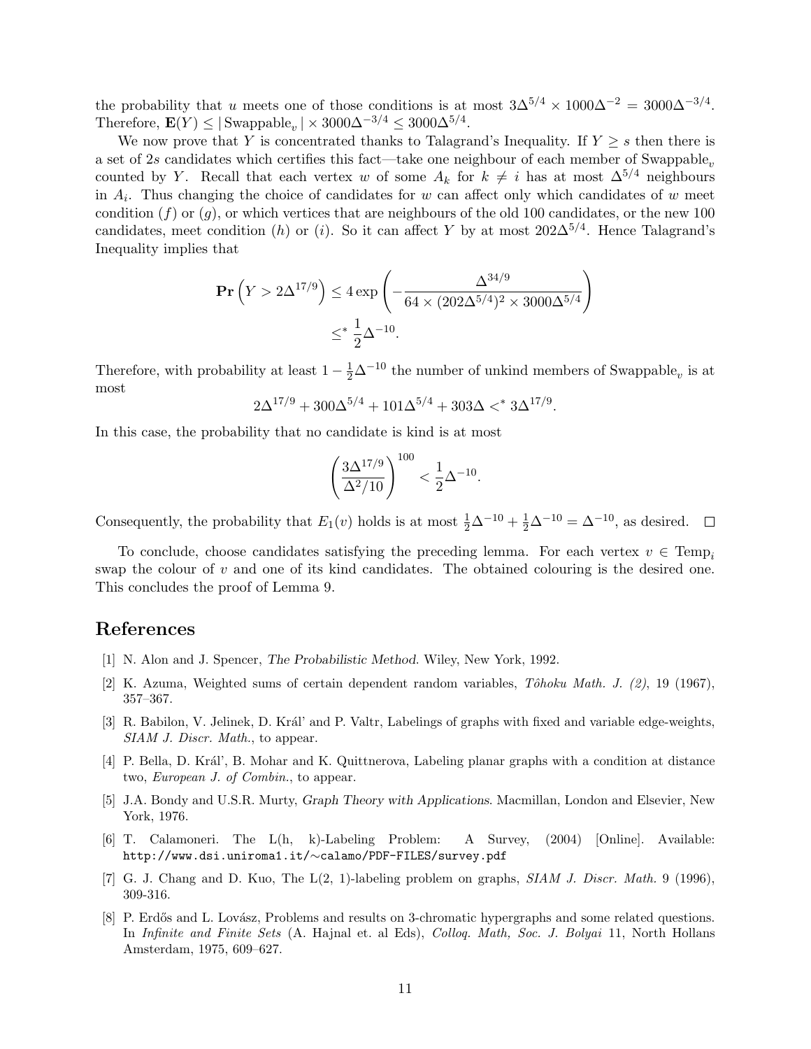the probability that $u$ meets one of those conditions is at most $3\Delta^{5/4} \times 1000\Delta^{-2} = 3000\Delta^{-3/4}$. Therefore, $\mathbf{E}(Y) \leq |\,\text{Swappable}_v\,| \times 3000\Delta^{-3/4} \leq 3000\Delta^{5/4}$.

We now prove that $Y$ is concentrated thanks to Talagrand's Inequality. If $Y \geq s$ then there is a set of $2s$ candidates which certifies this fact—take one neighbour of each member of $\text{Swappable}_v$ counted by $Y$. Recall that each vertex $w$ of some $A_k$ for $k \neq i$ has at most $\Delta^{5/4}$ neighbours in $A_i$. Thus changing the choice of candidates for $w$ can affect only which candidates of $w$ meet condition $(f)$ or $(g)$, or which vertices that are neighbours of the old 100 candidates, or the new 100 candidates, meet condition $(h)$ or $(i)$. So it can affect $Y$ by at most $202\Delta^{5/4}$. Hence Talagrand's Inequality implies that

$$\begin{aligned}\mathbf{Pr}\left(Y > 2\Delta^{17/9}\right) &\leq 4\exp\left(-\frac{\Delta^{34/9}}{64 \times (202\Delta^{5/4})^2 \times 3000\Delta^{5/4}}\right)\\ &\leq^* \frac{1}{2}\Delta^{-10}.\end{aligned}$$

Therefore, with probability at least $1 - \frac{1}{2}\Delta^{-10}$ the number of unkind members of $\text{Swappable}_v$ is at most

$$2\Delta^{17/9} + 300\Delta^{5/4} + 101\Delta^{5/4} + 303\Delta <^* 3\Delta^{17/9}.$$

In this case, the probability that no candidate is kind is at most

$$\left(\frac{3\Delta^{17/9}}{\Delta^2/10}\right)^{100} < \frac{1}{2}\Delta^{-10}.$$

Consequently, the probability that $E_1(v)$ holds is at most $\frac{1}{2}\Delta^{-10} + \frac{1}{2}\Delta^{-10} = \Delta^{-10}$, as desired. □

To conclude, choose candidates satisfying the preceding lemma. For each vertex $v \in \text{Temp}_i$ swap the colour of $v$ and one of its kind candidates. The obtained colouring is the desired one. This concludes the proof of Lemma 9.

# References

[1] N. Alon and J. Spencer, *The Probabilistic Method*. Wiley, New York, 1992.

[2] K. Azuma, Weighted sums of certain dependent random variables, *Tôhoku Math. J. (2)*, 19 (1967), 357–367.

[3] R. Babilon, V. Jelinek, D. Král' and P. Valtr, Labelings of graphs with fixed and variable edge-weights, *SIAM J. Discr. Math.*, to appear.

[4] P. Bella, D. Král', B. Mohar and K. Quittnerova, Labeling planar graphs with a condition at distance two, *European J. of Combin.*, to appear.

[5] J.A. Bondy and U.S.R. Murty, *Graph Theory with Applications*. Macmillan, London and Elsevier, New York, 1976.

[6] T. Calamoneri. The L(h, k)-Labeling Problem: A Survey, (2004) [Online]. Available: `http://www.dsi.uniroma1.it/~calamo/PDF-FILES/survey.pdf`

[7] G. J. Chang and D. Kuo, The L(2, 1)-labeling problem on graphs, *SIAM J. Discr. Math.* 9 (1996), 309-316.

[8] P. Erdős and L. Lovász, Problems and results on 3-chromatic hypergraphs and some related questions. In *Infinite and Finite Sets* (A. Hajnal et. al Eds), *Colloq. Math, Soc. J. Bolyai* 11, North Hollans Amsterdam, 1975, 609–627.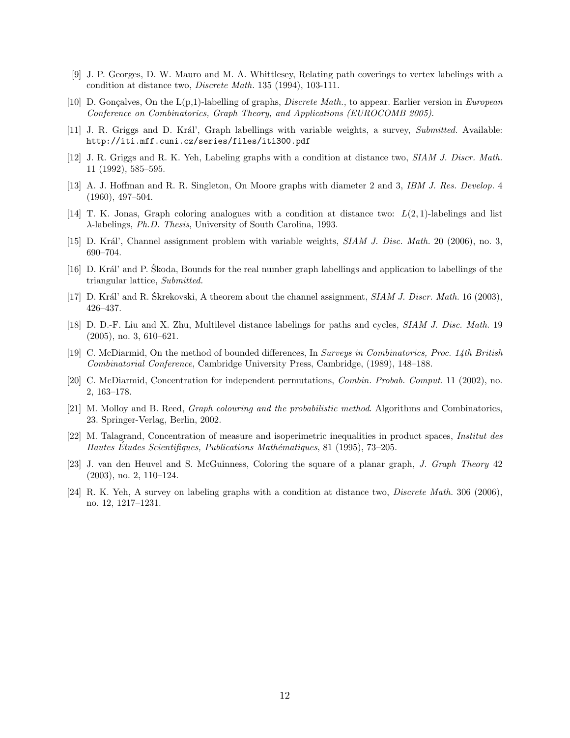[9] J. P. Georges, D. W. Mauro and M. A. Whittlesey, Relating path coverings to vertex labelings with a condition at distance two, *Discrete Math.* 135 (1994), 103-111.

[10] D. Gonçalves, On the L(p,1)-labelling of graphs, *Discrete Math.*, to appear. Earlier version in *European Conference on Combinatorics, Graph Theory, and Applications (EUROCOMB 2005).*

[11] J. R. Griggs and D. Král', Graph labellings with variable weights, a survey, *Submitted*. Available: `http://iti.mff.cuni.cz/series/files/iti300.pdf`

[12] J. R. Griggs and R. K. Yeh, Labeling graphs with a condition at distance two, *SIAM J. Discr. Math.* 11 (1992), 585–595.

[13] A. J. Hoffman and R. R. Singleton, On Moore graphs with diameter 2 and 3, *IBM J. Res. Develop.* 4 (1960), 497–504.

[14] T. K. Jonas, Graph coloring analogues with a condition at distance two: $L(2,1)$-labelings and list $\lambda$-labelings, *Ph.D. Thesis*, University of South Carolina, 1993.

[15] D. Král', Channel assignment problem with variable weights, *SIAM J. Disc. Math.* 20 (2006), no. 3, 690–704.

[16] D. Král' and P. Škoda, Bounds for the real number graph labellings and application to labellings of the triangular lattice, *Submitted*.

[17] D. Král' and R. Škrekovski, A theorem about the channel assignment, *SIAM J. Discr. Math.* 16 (2003), 426–437.

[18] D. D.-F. Liu and X. Zhu, Multilevel distance labelings for paths and cycles, *SIAM J. Disc. Math.* 19 (2005), no. 3, 610–621.

[19] C. McDiarmid, On the method of bounded differences, In *Surveys in Combinatorics, Proc. 14th British Combinatorial Conference*, Cambridge University Press, Cambridge, (1989), 148–188.

[20] C. McDiarmid, Concentration for independent permutations, *Combin. Probab. Comput.* 11 (2002), no. 2, 163–178.

[21] M. Molloy and B. Reed, *Graph colouring and the probabilistic method*. Algorithms and Combinatorics, 23. Springer-Verlag, Berlin, 2002.

[22] M. Talagrand, Concentration of measure and isoperimetric inequalities in product spaces, *Institut des Hautes Études Scientifiques, Publications Mathématiques*, 81 (1995), 73–205.

[23] J. van den Heuvel and S. McGuinness, Coloring the square of a planar graph, *J. Graph Theory* 42 (2003), no. 2, 110–124.

[24] R. K. Yeh, A survey on labeling graphs with a condition at distance two, *Discrete Math.* 306 (2006), no. 12, 1217–1231.